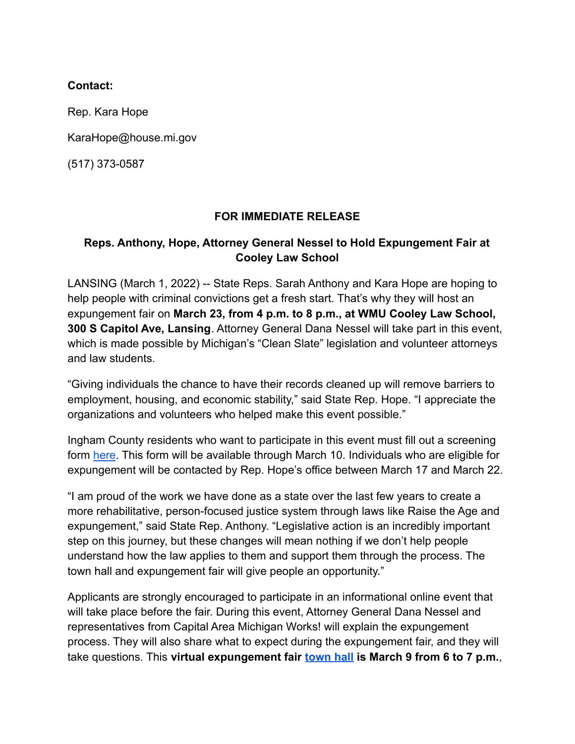**Contact:**

Rep. Kara Hope

KaraHope@house.mi.gov

(517) 373-0587

**FOR IMMEDIATE RELEASE**

**Reps. Anthony, Hope, Attorney General Nessel to Hold Expungement Fair at Cooley Law School**

LANSING (March 1, 2022) -- State Reps. Sarah Anthony and Kara Hope are hoping to help people with criminal convictions get a fresh start. That's why they will host an expungement fair on **March 23, from 4 p.m. to 8 p.m., at WMU Cooley Law School, 300 S Capitol Ave, Lansing**. Attorney General Dana Nessel will take part in this event, which is made possible by Michigan's "Clean Slate" legislation and volunteer attorneys and law students.

"Giving individuals the chance to have their records cleaned up will remove barriers to employment, housing, and economic stability," said State Rep. Hope. "I appreciate the organizations and volunteers who helped make this event possible."

Ingham County residents who want to participate in this event must fill out a screening form here. This form will be available through March 10. Individuals who are eligible for expungement will be contacted by Rep. Hope's office between March 17 and March 22.

"I am proud of the work we have done as a state over the last few years to create a more rehabilitative, person-focused justice system through laws like Raise the Age and expungement," said State Rep. Anthony. "Legislative action is an incredibly important step on this journey, but these changes will mean nothing if we don't help people understand how the law applies to them and support them through the process. The town hall and expungement fair will give people an opportunity."

Applicants are strongly encouraged to participate in an informational online event that will take place before the fair. During this event, Attorney General Dana Nessel and representatives from Capital Area Michigan Works! will explain the expungement process. They will also share what to expect during the expungement fair, and they will take questions. This **virtual expungement fair town hall is March 9 from 6 to 7 p.m.**,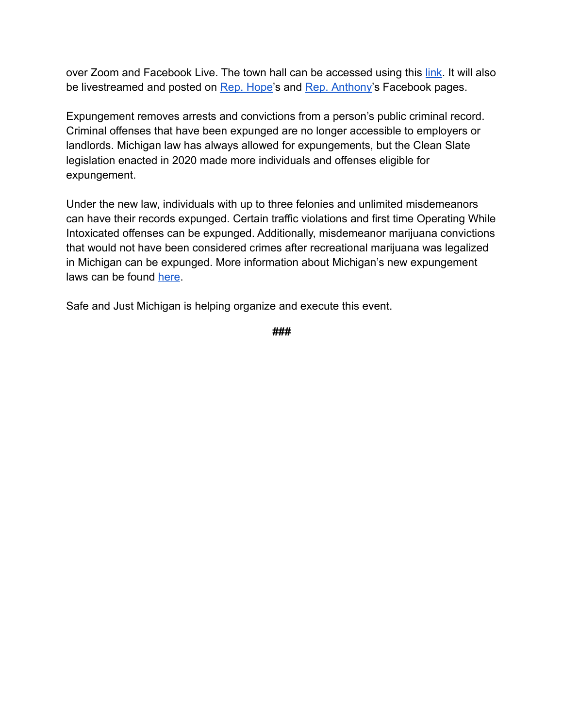over Zoom and Facebook Live. The town hall can be accessed using this link. It will also be livestreamed and posted on Rep. Hope's and Rep. Anthony's Facebook pages.

Expungement removes arrests and convictions from a person's public criminal record. Criminal offenses that have been expunged are no longer accessible to employers or landlords. Michigan law has always allowed for expungements, but the Clean Slate legislation enacted in 2020 made more individuals and offenses eligible for expungement.

Under the new law, individuals with up to three felonies and unlimited misdemeanors can have their records expunged. Certain traffic violations and first time Operating While Intoxicated offenses can be expunged. Additionally, misdemeanor marijuana convictions that would not have been considered crimes after recreational marijuana was legalized in Michigan can be expunged. More information about Michigan's new expungement laws can be found here.

Safe and Just Michigan is helping organize and execute this event.

**###**